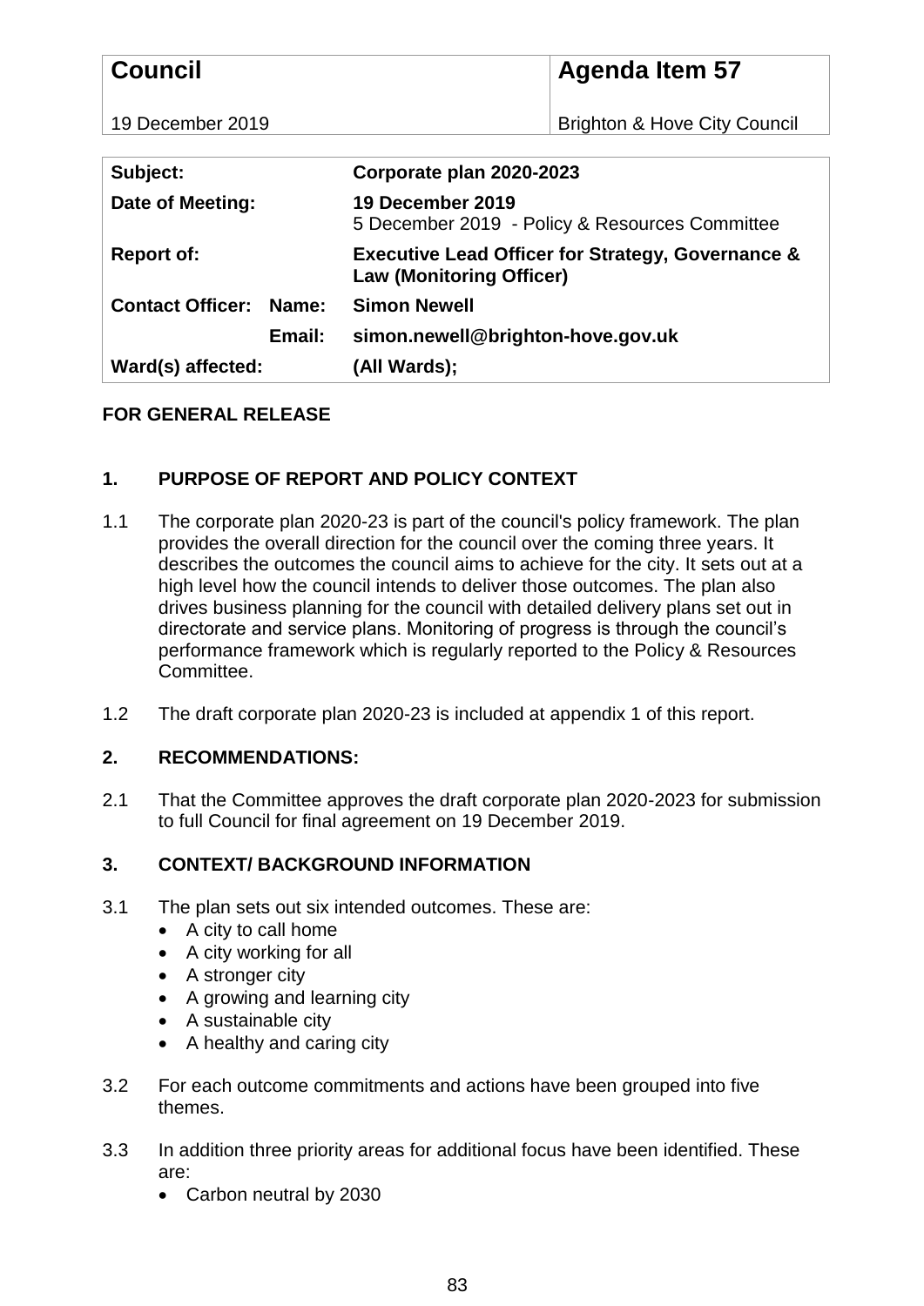| Council | Agenda Item 57 |
|---|---|
| 19 December 2019 | Brighton & Hove City Council |

| | | |
|---|---|---|
| **Subject:** | | **Corporate plan 2020-2023** |
| **Date of Meeting:** | | **19 December 2019**<br>5 December 2019 - Policy & Resources Committee |
| **Report of:** | | **Executive Lead Officer for Strategy, Governance & Law (Monitoring Officer)** |
| **Contact Officer:** | **Name:** | **Simon Newell** |
| | **Email:** | **simon.newell@brighton-hove.gov.uk** |
| **Ward(s) affected:** | | **(All Wards);** |

**FOR GENERAL RELEASE**

## 1. PURPOSE OF REPORT AND POLICY CONTEXT

1.1 The corporate plan 2020-23 is part of the council's policy framework. The plan provides the overall direction for the council over the coming three years. It describes the outcomes the council aims to achieve for the city. It sets out at a high level how the council intends to deliver those outcomes. The plan also drives business planning for the council with detailed delivery plans set out in directorate and service plans. Monitoring of progress is through the council's performance framework which is regularly reported to the Policy & Resources Committee.

1.2 The draft corporate plan 2020-23 is included at appendix 1 of this report.

## 2. RECOMMENDATIONS:

2.1 That the Committee approves the draft corporate plan 2020-2023 for submission to full Council for final agreement on 19 December 2019.

## 3. CONTEXT/ BACKGROUND INFORMATION

3.1 The plan sets out six intended outcomes. These are:

- A city to call home
- A city working for all
- A stronger city
- A growing and learning city
- A sustainable city
- A healthy and caring city

3.2 For each outcome commitments and actions have been grouped into five themes.

3.3 In addition three priority areas for additional focus have been identified. These are:

- Carbon neutral by 2030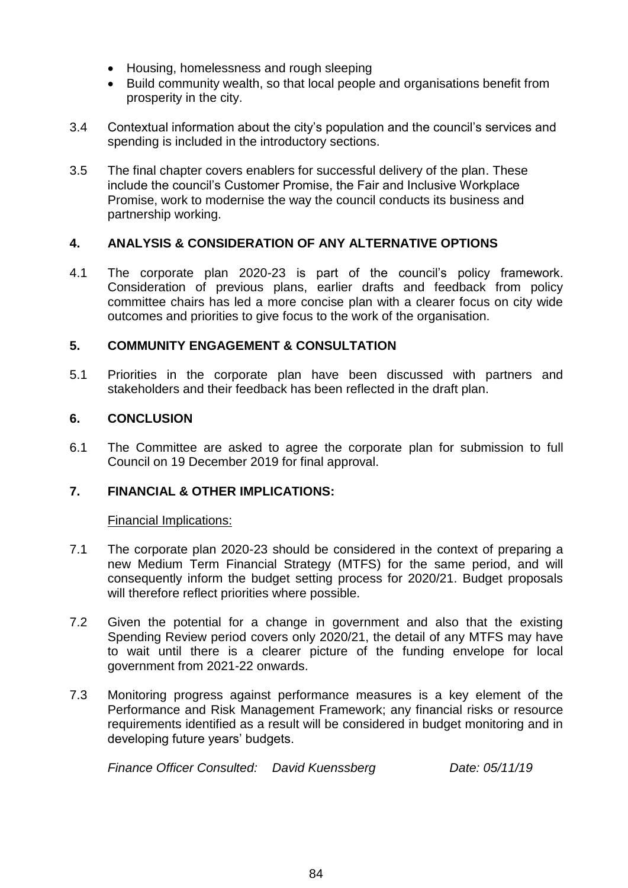- Housing, homelessness and rough sleeping
- Build community wealth, so that local people and organisations benefit from prosperity in the city.

3.4 Contextual information about the city's population and the council's services and spending is included in the introductory sections.

3.5 The final chapter covers enablers for successful delivery of the plan. These include the council's Customer Promise, the Fair and Inclusive Workplace Promise, work to modernise the way the council conducts its business and partnership working.

## 4. ANALYSIS & CONSIDERATION OF ANY ALTERNATIVE OPTIONS

4.1 The corporate plan 2020-23 is part of the council's policy framework. Consideration of previous plans, earlier drafts and feedback from policy committee chairs has led a more concise plan with a clearer focus on city wide outcomes and priorities to give focus to the work of the organisation.

## 5. COMMUNITY ENGAGEMENT & CONSULTATION

5.1 Priorities in the corporate plan have been discussed with partners and stakeholders and their feedback has been reflected in the draft plan.

## 6. CONCLUSION

6.1 The Committee are asked to agree the corporate plan for submission to full Council on 19 December 2019 for final approval.

## 7. FINANCIAL & OTHER IMPLICATIONS:

Financial Implications:

7.1 The corporate plan 2020-23 should be considered in the context of preparing a new Medium Term Financial Strategy (MTFS) for the same period, and will consequently inform the budget setting process for 2020/21. Budget proposals will therefore reflect priorities where possible.

7.2 Given the potential for a change in government and also that the existing Spending Review period covers only 2020/21, the detail of any MTFS may have to wait until there is a clearer picture of the funding envelope for local government from 2021-22 onwards.

7.3 Monitoring progress against performance measures is a key element of the Performance and Risk Management Framework; any financial risks or resource requirements identified as a result will be considered in budget monitoring and in developing future years' budgets.

*Finance Officer Consulted: David Kuenssberg Date: 05/11/19*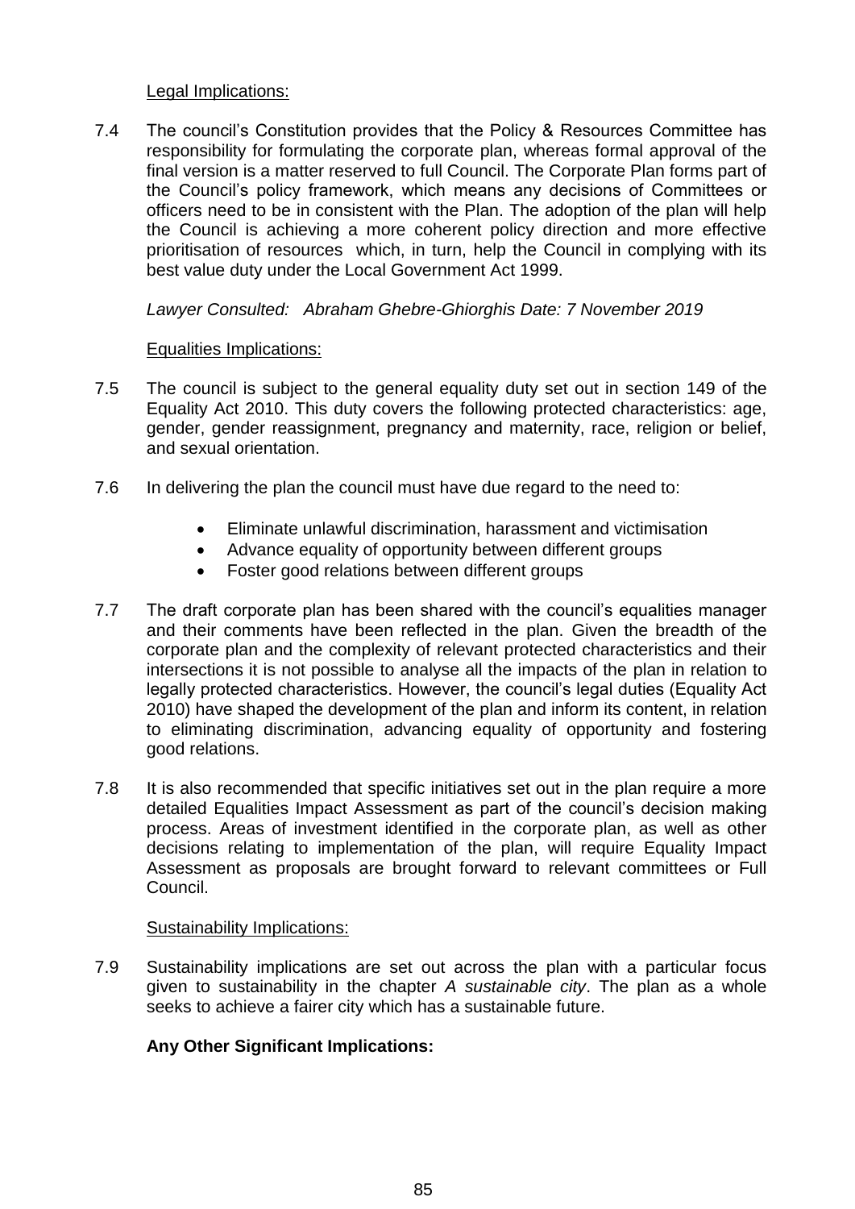Legal Implications:

7.4 The council's Constitution provides that the Policy & Resources Committee has responsibility for formulating the corporate plan, whereas formal approval of the final version is a matter reserved to full Council. The Corporate Plan forms part of the Council's policy framework, which means any decisions of Committees or officers need to be in consistent with the Plan. The adoption of the plan will help the Council is achieving a more coherent policy direction and more effective prioritisation of resources which, in turn, help the Council in complying with its best value duty under the Local Government Act 1999.

*Lawyer Consulted: Abraham Ghebre-Ghiorghis Date: 7 November 2019*

Equalities Implications:

7.5 The council is subject to the general equality duty set out in section 149 of the Equality Act 2010. This duty covers the following protected characteristics: age, gender, gender reassignment, pregnancy and maternity, race, religion or belief, and sexual orientation.

7.6 In delivering the plan the council must have due regard to the need to:

- Eliminate unlawful discrimination, harassment and victimisation
- Advance equality of opportunity between different groups
- Foster good relations between different groups

7.7 The draft corporate plan has been shared with the council's equalities manager and their comments have been reflected in the plan. Given the breadth of the corporate plan and the complexity of relevant protected characteristics and their intersections it is not possible to analyse all the impacts of the plan in relation to legally protected characteristics. However, the council's legal duties (Equality Act 2010) have shaped the development of the plan and inform its content, in relation to eliminating discrimination, advancing equality of opportunity and fostering good relations.

7.8 It is also recommended that specific initiatives set out in the plan require a more detailed Equalities Impact Assessment as part of the council's decision making process. Areas of investment identified in the corporate plan, as well as other decisions relating to implementation of the plan, will require Equality Impact Assessment as proposals are brought forward to relevant committees or Full Council.

Sustainability Implications:

7.9 Sustainability implications are set out across the plan with a particular focus given to sustainability in the chapter *A sustainable city*. The plan as a whole seeks to achieve a fairer city which has a sustainable future.

**Any Other Significant Implications:**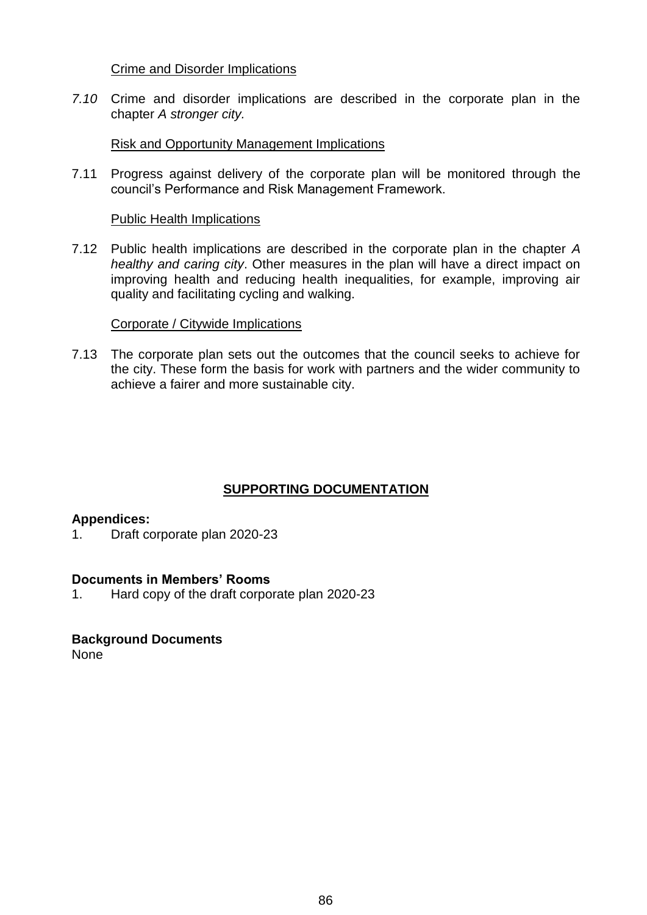Crime and Disorder Implications

*7.10* Crime and disorder implications are described in the corporate plan in the chapter *A stronger city.*

Risk and Opportunity Management Implications

7.11 Progress against delivery of the corporate plan will be monitored through the council's Performance and Risk Management Framework.

Public Health Implications

7.12 Public health implications are described in the corporate plan in the chapter *A healthy and caring city*. Other measures in the plan will have a direct impact on improving health and reducing health inequalities, for example, improving air quality and facilitating cycling and walking.

Corporate / Citywide Implications

7.13 The corporate plan sets out the outcomes that the council seeks to achieve for the city. These form the basis for work with partners and the wider community to achieve a fairer and more sustainable city.

## SUPPORTING DOCUMENTATION

**Appendices:**

1. Draft corporate plan 2020-23

**Documents in Members' Rooms**

1. Hard copy of the draft corporate plan 2020-23

**Background Documents**

None